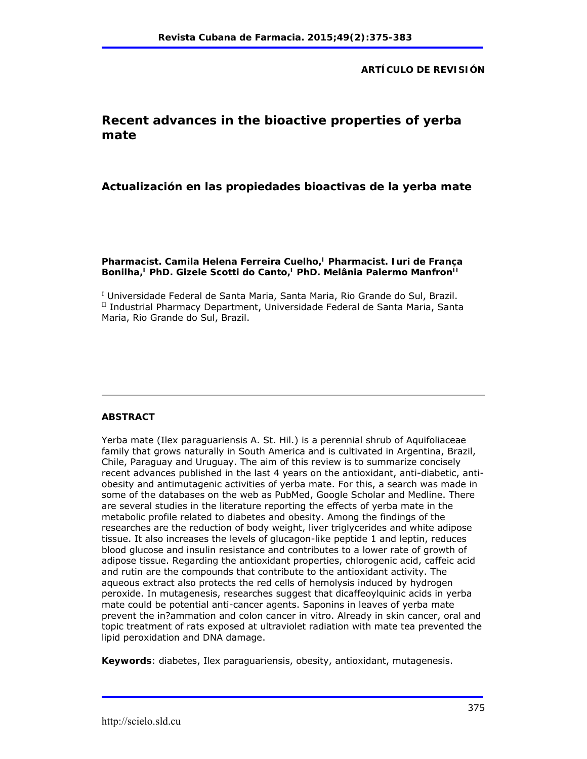**ARTÍCULO DE REVISIÓN**

# Recent advances in the bioactive properties of yerba mate

## Actualización en las propiedades bioactivas de la yerba mate

**Pharmacist. Camila Helena Ferreira Cuelho,[I] Pharmacist. Iuri de França Bonilha,[I] PhD. Gizele Scotti do Canto,[I] PhD. Melânia Palermo Manfron[II]**

[I] Universidade Federal de Santa Maria, Santa Maria, Rio Grande do Sul, Brazil.
[II] Industrial Pharmacy Department, Universidade Federal de Santa Maria, Santa Maria, Rio Grande do Sul, Brazil.

---

### ABSTRACT

Yerba mate (Ilex paraguariensis A. St. Hil.) is a perennial shrub of Aquifoliaceae family that grows naturally in South America and is cultivated in Argentina, Brazil, Chile, Paraguay and Uruguay. The aim of this review is to summarize concisely recent advances published in the last 4 years on the antioxidant, anti-diabetic, anti-obesity and antimutagenic activities of yerba mate. For this, a search was made in some of the databases on the web as PubMed, Google Scholar and Medline. There are several studies in the literature reporting the effects of yerba mate in the metabolic profile related to diabetes and obesity. Among the findings of the researches are the reduction of body weight, liver triglycerides and white adipose tissue. It also increases the levels of glucagon-like peptide 1 and leptin, reduces blood glucose and insulin resistance and contributes to a lower rate of growth of adipose tissue. Regarding the antioxidant properties, chlorogenic acid, caffeic acid and rutin are the compounds that contribute to the antioxidant activity. The aqueous extract also protects the red cells of hemolysis induced by hydrogen peroxide. In mutagenesis, researches suggest that dicaffeoylquinic acids in yerba mate could be potential anti-cancer agents. Saponins in leaves of yerba mate prevent the in?ammation and colon cancer in vitro. Already in skin cancer, oral and topic treatment of rats exposed at ultraviolet radiation with mate tea prevented the lipid peroxidation and DNA damage.

**Keywords**: diabetes, Ilex paraguariensis, obesity, antioxidant, mutagenesis.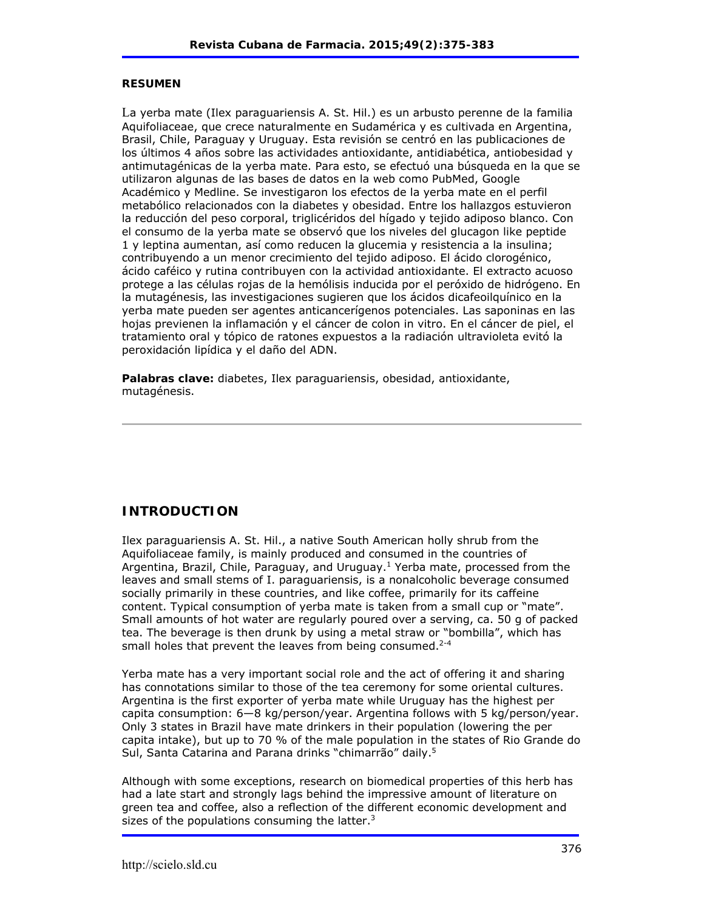**RESUMEN**

La yerba mate (Ilex paraguariensis A. St. Hil.) es un arbusto perenne de la familia Aquifoliaceae, que crece naturalmente en Sudamérica y es cultivada en Argentina, Brasil, Chile, Paraguay y Uruguay. Esta revisión se centró en las publicaciones de los últimos 4 años sobre las actividades antioxidante, antidiabética, antiobesidad y antimutagénicas de la yerba mate. Para esto, se efectuó una búsqueda en la que se utilizaron algunas de las bases de datos en la web como PubMed, Google Académico y Medline. Se investigaron los efectos de la yerba mate en el perfil metabólico relacionados con la diabetes y obesidad. Entre los hallazgos estuvieron la reducción del peso corporal, triglicéridos del hígado y tejido adiposo blanco. Con el consumo de la yerba mate se observó que los niveles del glucagon like peptide 1 y leptina aumentan, así como reducen la glucemia y resistencia a la insulina; contribuyendo a un menor crecimiento del tejido adiposo. El ácido clorogénico, ácido caféico y rutina contribuyen con la actividad antioxidante. El extracto acuoso protege a las células rojas de la hemólisis inducida por el peróxido de hidrógeno. En la mutagénesis, las investigaciones sugieren que los ácidos dicafeoilquínico en la yerba mate pueden ser agentes anticancerígenos potenciales. Las saponinas en las hojas previenen la inflamación y el cáncer de colon in vitro. En el cáncer de piel, el tratamiento oral y tópico de ratones expuestos a la radiación ultravioleta evitó la peroxidación lipídica y el daño del ADN.

**Palabras clave:** diabetes, Ilex paraguariensis, obesidad, antioxidante, mutagénesis.

---

## INTRODUCTION

Ilex paraguariensis A. St. Hil., a native South American holly shrub from the Aquifoliaceae family, is mainly produced and consumed in the countries of Argentina, Brazil, Chile, Paraguay, and Uruguay.[1] Yerba mate, processed from the leaves and small stems of I. paraguariensis, is a nonalcoholic beverage consumed socially primarily in these countries, and like coffee, primarily for its caffeine content. Typical consumption of yerba mate is taken from a small cup or "mate". Small amounts of hot water are regularly poured over a serving, ca. 50 g of packed tea. The beverage is then drunk by using a metal straw or "bombilla", which has small holes that prevent the leaves from being consumed.[2-4]

Yerba mate has a very important social role and the act of offering it and sharing has connotations similar to those of the tea ceremony for some oriental cultures. Argentina is the first exporter of yerba mate while Uruguay has the highest per capita consumption: 6—8 kg/person/year. Argentina follows with 5 kg/person/year. Only 3 states in Brazil have mate drinkers in their population (lowering the per capita intake), but up to 70 % of the male population in the states of Rio Grande do Sul, Santa Catarina and Parana drinks "chimarrão" daily.[5]

Although with some exceptions, research on biomedical properties of this herb has had a late start and strongly lags behind the impressive amount of literature on green tea and coffee, also a reflection of the different economic development and sizes of the populations consuming the latter.[3]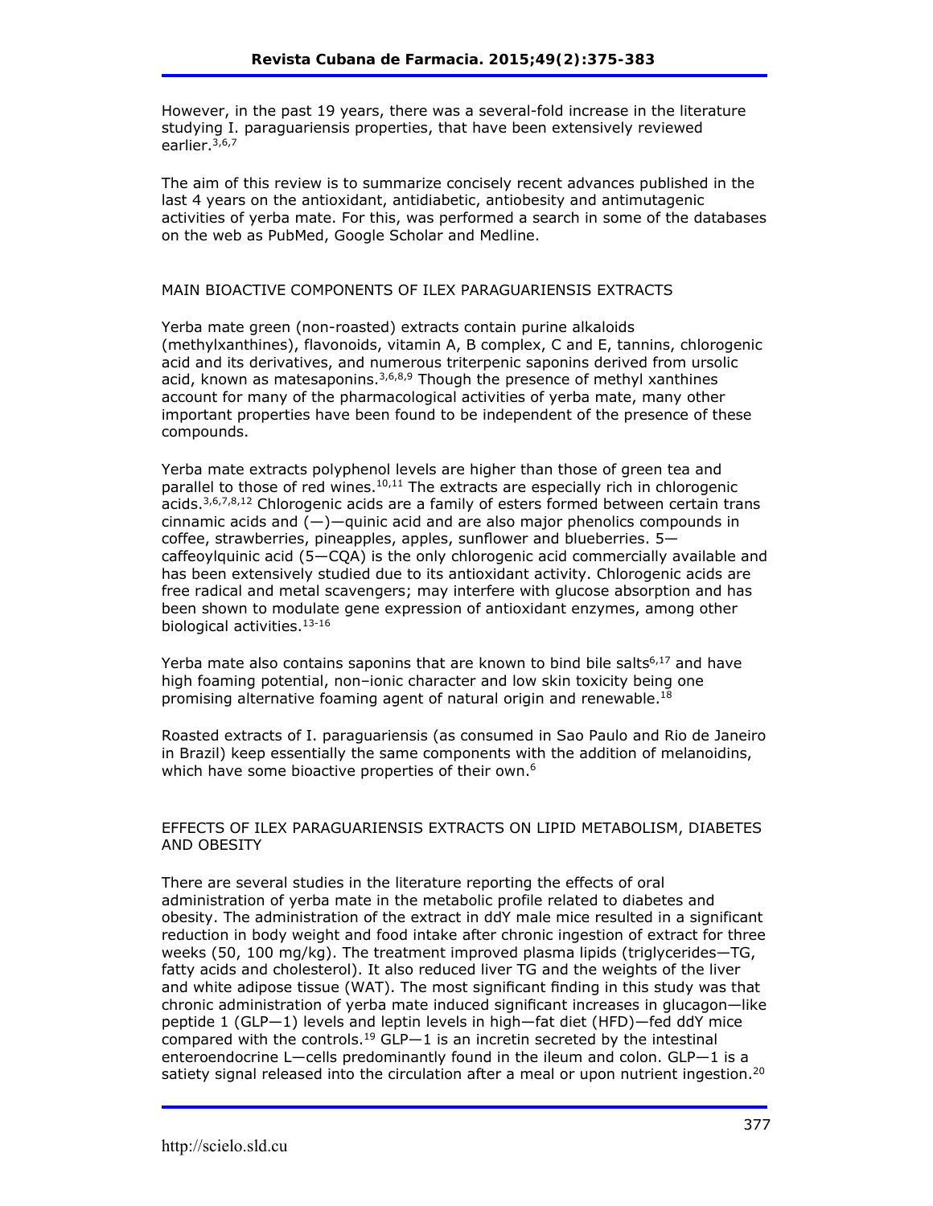However, in the past 19 years, there was a several-fold increase in the literature studying I. paraguariensis properties, that have been extensively reviewed earlier.[3,6,7]

The aim of this review is to summarize concisely recent advances published in the last 4 years on the antioxidant, antidiabetic, antiobesity and antimutagenic activities of yerba mate. For this, was performed a search in some of the databases on the web as PubMed, Google Scholar and Medline.

## MAIN BIOACTIVE COMPONENTS OF ILEX PARAGUARIENSIS EXTRACTS

Yerba mate green (non-roasted) extracts contain purine alkaloids (methylxanthines), flavonoids, vitamin A, B complex, C and E, tannins, chlorogenic acid and its derivatives, and numerous triterpenic saponins derived from ursolic acid, known as matesaponins.[3,6,8,9] Though the presence of methyl xanthines account for many of the pharmacological activities of yerba mate, many other important properties have been found to be independent of the presence of these compounds.

Yerba mate extracts polyphenol levels are higher than those of green tea and parallel to those of red wines.[10,11] The extracts are especially rich in chlorogenic acids.[3,6,7,8,12] Chlorogenic acids are a family of esters formed between certain trans cinnamic acids and (—)—quinic acid and are also major phenolics compounds in coffee, strawberries, pineapples, apples, sunflower and blueberries. 5—caffeoylquinic acid (5—CQA) is the only chlorogenic acid commercially available and has been extensively studied due to its antioxidant activity. Chlorogenic acids are free radical and metal scavengers; may interfere with glucose absorption and has been shown to modulate gene expression of antioxidant enzymes, among other biological activities.[13-16]

Yerba mate also contains saponins that are known to bind bile salts[6,17] and have high foaming potential, non–ionic character and low skin toxicity being one promising alternative foaming agent of natural origin and renewable.[18]

Roasted extracts of I. paraguariensis (as consumed in Sao Paulo and Rio de Janeiro in Brazil) keep essentially the same components with the addition of melanoidins, which have some bioactive properties of their own.[6]

## EFFECTS OF ILEX PARAGUARIENSIS EXTRACTS ON LIPID METABOLISM, DIABETES AND OBESITY

There are several studies in the literature reporting the effects of oral administration of yerba mate in the metabolic profile related to diabetes and obesity. The administration of the extract in ddY male mice resulted in a significant reduction in body weight and food intake after chronic ingestion of extract for three weeks (50, 100 mg/kg). The treatment improved plasma lipids (triglycerides—TG, fatty acids and cholesterol). It also reduced liver TG and the weights of the liver and white adipose tissue (WAT). The most significant finding in this study was that chronic administration of yerba mate induced significant increases in glucagon—like peptide 1 (GLP—1) levels and leptin levels in high—fat diet (HFD)—fed ddY mice compared with the controls.[19] GLP—1 is an incretin secreted by the intestinal enteroendocrine L—cells predominantly found in the ileum and colon. GLP—1 is a satiety signal released into the circulation after a meal or upon nutrient ingestion.[20]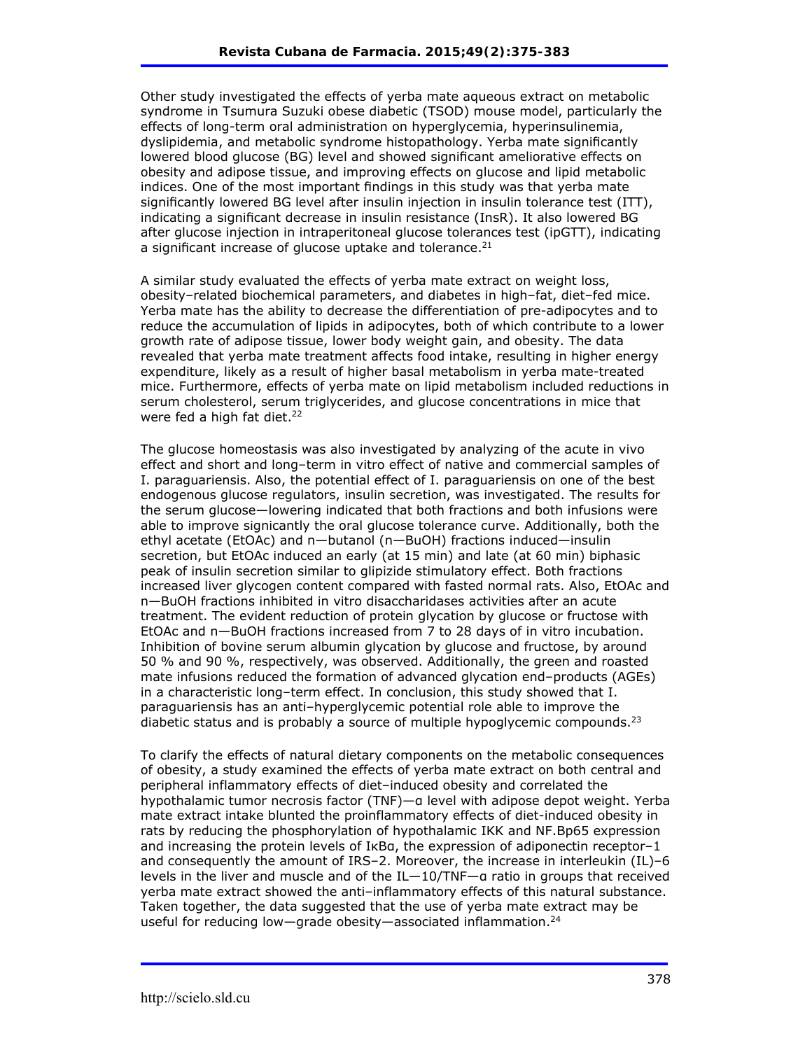Other study investigated the effects of yerba mate aqueous extract on metabolic syndrome in Tsumura Suzuki obese diabetic (TSOD) mouse model, particularly the effects of long-term oral administration on hyperglycemia, hyperinsulinemia, dyslipidemia, and metabolic syndrome histopathology. Yerba mate significantly lowered blood glucose (BG) level and showed significant ameliorative effects on obesity and adipose tissue, and improving effects on glucose and lipid metabolic indices. One of the most important findings in this study was that yerba mate significantly lowered BG level after insulin injection in insulin tolerance test (ITT), indicating a significant decrease in insulin resistance (InsR). It also lowered BG after glucose injection in intraperitoneal glucose tolerances test (ipGTT), indicating a significant increase of glucose uptake and tolerance.[21]

A similar study evaluated the effects of yerba mate extract on weight loss, obesity–related biochemical parameters, and diabetes in high–fat, diet–fed mice. Yerba mate has the ability to decrease the differentiation of pre-adipocytes and to reduce the accumulation of lipids in adipocytes, both of which contribute to a lower growth rate of adipose tissue, lower body weight gain, and obesity. The data revealed that yerba mate treatment affects food intake, resulting in higher energy expenditure, likely as a result of higher basal metabolism in yerba mate-treated mice. Furthermore, effects of yerba mate on lipid metabolism included reductions in serum cholesterol, serum triglycerides, and glucose concentrations in mice that were fed a high fat diet.[22]

The glucose homeostasis was also investigated by analyzing of the acute in vivo effect and short and long–term in vitro effect of native and commercial samples of I. paraguariensis. Also, the potential effect of I. paraguariensis on one of the best endogenous glucose regulators, insulin secretion, was investigated. The results for the serum glucose—lowering indicated that both fractions and both infusions were able to improve signicantly the oral glucose tolerance curve. Additionally, both the ethyl acetate (EtOAc) and n—butanol (n—BuOH) fractions induced—insulin secretion, but EtOAc induced an early (at 15 min) and late (at 60 min) biphasic peak of insulin secretion similar to glipizide stimulatory effect. Both fractions increased liver glycogen content compared with fasted normal rats. Also, EtOAc and n—BuOH fractions inhibited in vitro disaccharidases activities after an acute treatment. The evident reduction of protein glycation by glucose or fructose with EtOAc and n—BuOH fractions increased from 7 to 28 days of in vitro incubation. Inhibition of bovine serum albumin glycation by glucose and fructose, by around 50 % and 90 %, respectively, was observed. Additionally, the green and roasted mate infusions reduced the formation of advanced glycation end–products (AGEs) in a characteristic long–term effect. In conclusion, this study showed that I. paraguariensis has an anti–hyperglycemic potential role able to improve the diabetic status and is probably a source of multiple hypoglycemic compounds.[23]

To clarify the effects of natural dietary components on the metabolic consequences of obesity, a study examined the effects of yerba mate extract on both central and peripheral inflammatory effects of diet–induced obesity and correlated the hypothalamic tumor necrosis factor (TNF)—α level with adipose depot weight. Yerba mate extract intake blunted the proinflammatory effects of diet-induced obesity in rats by reducing the phosphorylation of hypothalamic IKK and NF.Bp65 expression and increasing the protein levels of IκBα, the expression of adiponectin receptor–1 and consequently the amount of IRS–2. Moreover, the increase in interleukin (IL)–6 levels in the liver and muscle and of the IL—10/TNF—α ratio in groups that received yerba mate extract showed the anti–inflammatory effects of this natural substance. Taken together, the data suggested that the use of yerba mate extract may be useful for reducing low—grade obesity—associated inflammation.[24]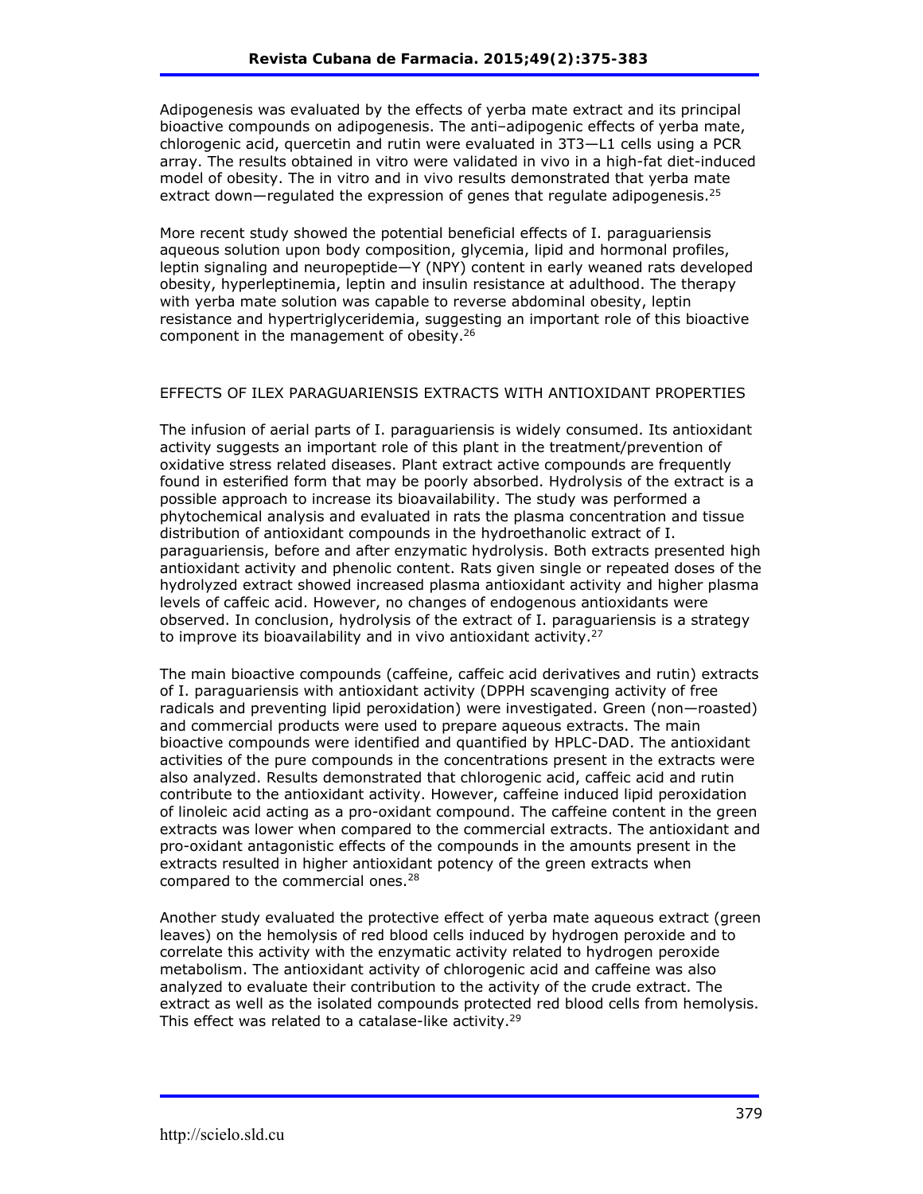Adipogenesis was evaluated by the effects of yerba mate extract and its principal bioactive compounds on adipogenesis. The anti–adipogenic effects of yerba mate, chlorogenic acid, quercetin and rutin were evaluated in 3T3—L1 cells using a PCR array. The results obtained in vitro were validated in vivo in a high-fat diet-induced model of obesity. The in vitro and in vivo results demonstrated that yerba mate extract down—regulated the expression of genes that regulate adipogenesis.[25]

More recent study showed the potential beneficial effects of I. paraguariensis aqueous solution upon body composition, glycemia, lipid and hormonal profiles, leptin signaling and neuropeptide—Y (NPY) content in early weaned rats developed obesity, hyperleptinemia, leptin and insulin resistance at adulthood. The therapy with yerba mate solution was capable to reverse abdominal obesity, leptin resistance and hypertriglyceridemia, suggesting an important role of this bioactive component in the management of obesity.[26]

## EFFECTS OF ILEX PARAGUARIENSIS EXTRACTS WITH ANTIOXIDANT PROPERTIES

The infusion of aerial parts of I. paraguariensis is widely consumed. Its antioxidant activity suggests an important role of this plant in the treatment/prevention of oxidative stress related diseases. Plant extract active compounds are frequently found in esterified form that may be poorly absorbed. Hydrolysis of the extract is a possible approach to increase its bioavailability. The study was performed a phytochemical analysis and evaluated in rats the plasma concentration and tissue distribution of antioxidant compounds in the hydroethanolic extract of I. paraguariensis, before and after enzymatic hydrolysis. Both extracts presented high antioxidant activity and phenolic content. Rats given single or repeated doses of the hydrolyzed extract showed increased plasma antioxidant activity and higher plasma levels of caffeic acid. However, no changes of endogenous antioxidants were observed. In conclusion, hydrolysis of the extract of I. paraguariensis is a strategy to improve its bioavailability and in vivo antioxidant activity.[27]

The main bioactive compounds (caffeine, caffeic acid derivatives and rutin) extracts of I. paraguariensis with antioxidant activity (DPPH scavenging activity of free radicals and preventing lipid peroxidation) were investigated. Green (non—roasted) and commercial products were used to prepare aqueous extracts. The main bioactive compounds were identified and quantified by HPLC-DAD. The antioxidant activities of the pure compounds in the concentrations present in the extracts were also analyzed. Results demonstrated that chlorogenic acid, caffeic acid and rutin contribute to the antioxidant activity. However, caffeine induced lipid peroxidation of linoleic acid acting as a pro-oxidant compound. The caffeine content in the green extracts was lower when compared to the commercial extracts. The antioxidant and pro-oxidant antagonistic effects of the compounds in the amounts present in the extracts resulted in higher antioxidant potency of the green extracts when compared to the commercial ones.[28]

Another study evaluated the protective effect of yerba mate aqueous extract (green leaves) on the hemolysis of red blood cells induced by hydrogen peroxide and to correlate this activity with the enzymatic activity related to hydrogen peroxide metabolism. The antioxidant activity of chlorogenic acid and caffeine was also analyzed to evaluate their contribution to the activity of the crude extract. The extract as well as the isolated compounds protected red blood cells from hemolysis. This effect was related to a catalase-like activity.[29]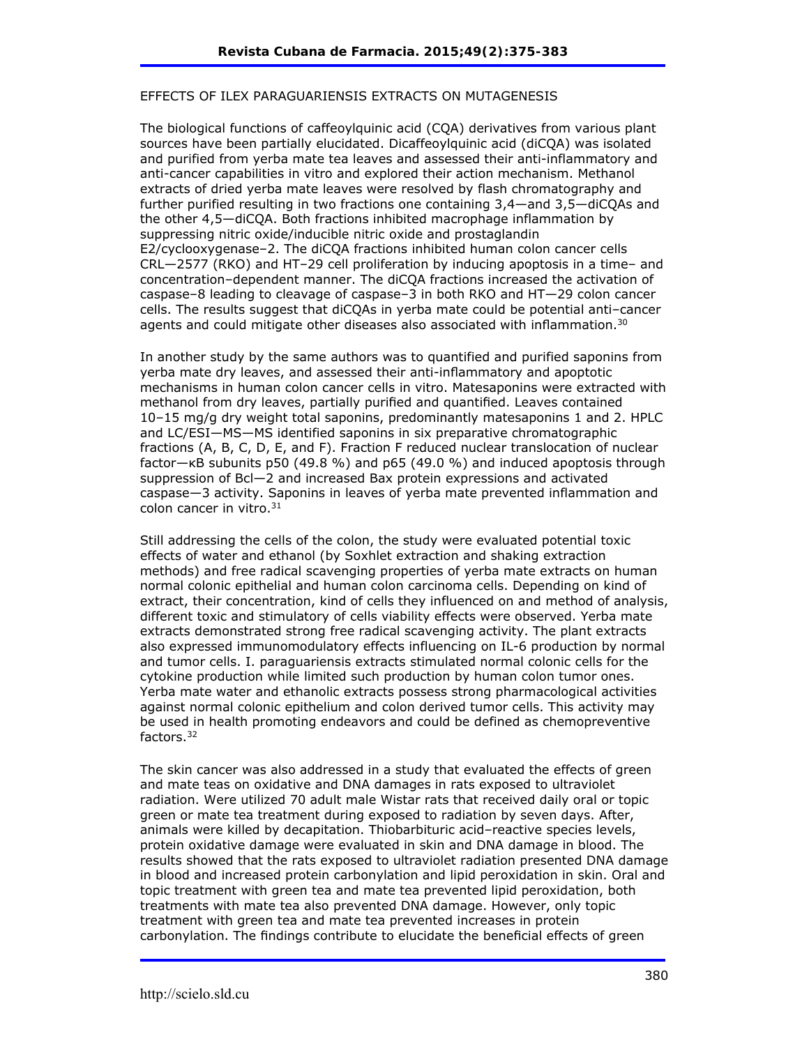EFFECTS OF ILEX PARAGUARIENSIS EXTRACTS ON MUTAGENESIS

The biological functions of caffeoylquinic acid (CQA) derivatives from various plant sources have been partially elucidated. Dicaffeoylquinic acid (diCQA) was isolated and purified from yerba mate tea leaves and assessed their anti-inflammatory and anti-cancer capabilities in vitro and explored their action mechanism. Methanol extracts of dried yerba mate leaves were resolved by flash chromatography and further purified resulting in two fractions one containing 3,4—and 3,5—diCQAs and the other 4,5—diCQA. Both fractions inhibited macrophage inflammation by suppressing nitric oxide/inducible nitric oxide and prostaglandin E2/cyclooxygenase–2. The diCQA fractions inhibited human colon cancer cells CRL—2577 (RKO) and HT–29 cell proliferation by inducing apoptosis in a time– and concentration–dependent manner. The diCQA fractions increased the activation of caspase–8 leading to cleavage of caspase–3 in both RKO and HT—29 colon cancer cells. The results suggest that diCQAs in yerba mate could be potential anti–cancer agents and could mitigate other diseases also associated with inflammation.[30]

In another study by the same authors was to quantified and purified saponins from yerba mate dry leaves, and assessed their anti-inflammatory and apoptotic mechanisms in human colon cancer cells in vitro. Matesaponins were extracted with methanol from dry leaves, partially purified and quantified. Leaves contained 10–15 mg/g dry weight total saponins, predominantly matesaponins 1 and 2. HPLC and LC/ESI—MS—MS identified saponins in six preparative chromatographic fractions (A, B, C, D, E, and F). Fraction F reduced nuclear translocation of nuclear factor—κB subunits p50 (49.8 %) and p65 (49.0 %) and induced apoptosis through suppression of Bcl—2 and increased Bax protein expressions and activated caspase—3 activity. Saponins in leaves of yerba mate prevented inflammation and colon cancer in vitro.[31]

Still addressing the cells of the colon, the study were evaluated potential toxic effects of water and ethanol (by Soxhlet extraction and shaking extraction methods) and free radical scavenging properties of yerba mate extracts on human normal colonic epithelial and human colon carcinoma cells. Depending on kind of extract, their concentration, kind of cells they influenced on and method of analysis, different toxic and stimulatory of cells viability effects were observed. Yerba mate extracts demonstrated strong free radical scavenging activity. The plant extracts also expressed immunomodulatory effects influencing on IL-6 production by normal and tumor cells. I. paraguariensis extracts stimulated normal colonic cells for the cytokine production while limited such production by human colon tumor ones. Yerba mate water and ethanolic extracts possess strong pharmacological activities against normal colonic epithelium and colon derived tumor cells. This activity may be used in health promoting endeavors and could be defined as chemopreventive factors.[32]

The skin cancer was also addressed in a study that evaluated the effects of green and mate teas on oxidative and DNA damages in rats exposed to ultraviolet radiation. Were utilized 70 adult male Wistar rats that received daily oral or topic green or mate tea treatment during exposed to radiation by seven days. After, animals were killed by decapitation. Thiobarbituric acid–reactive species levels, protein oxidative damage were evaluated in skin and DNA damage in blood. The results showed that the rats exposed to ultraviolet radiation presented DNA damage in blood and increased protein carbonylation and lipid peroxidation in skin. Oral and topic treatment with green tea and mate tea prevented lipid peroxidation, both treatments with mate tea also prevented DNA damage. However, only topic treatment with green tea and mate tea prevented increases in protein carbonylation. The findings contribute to elucidate the beneficial effects of green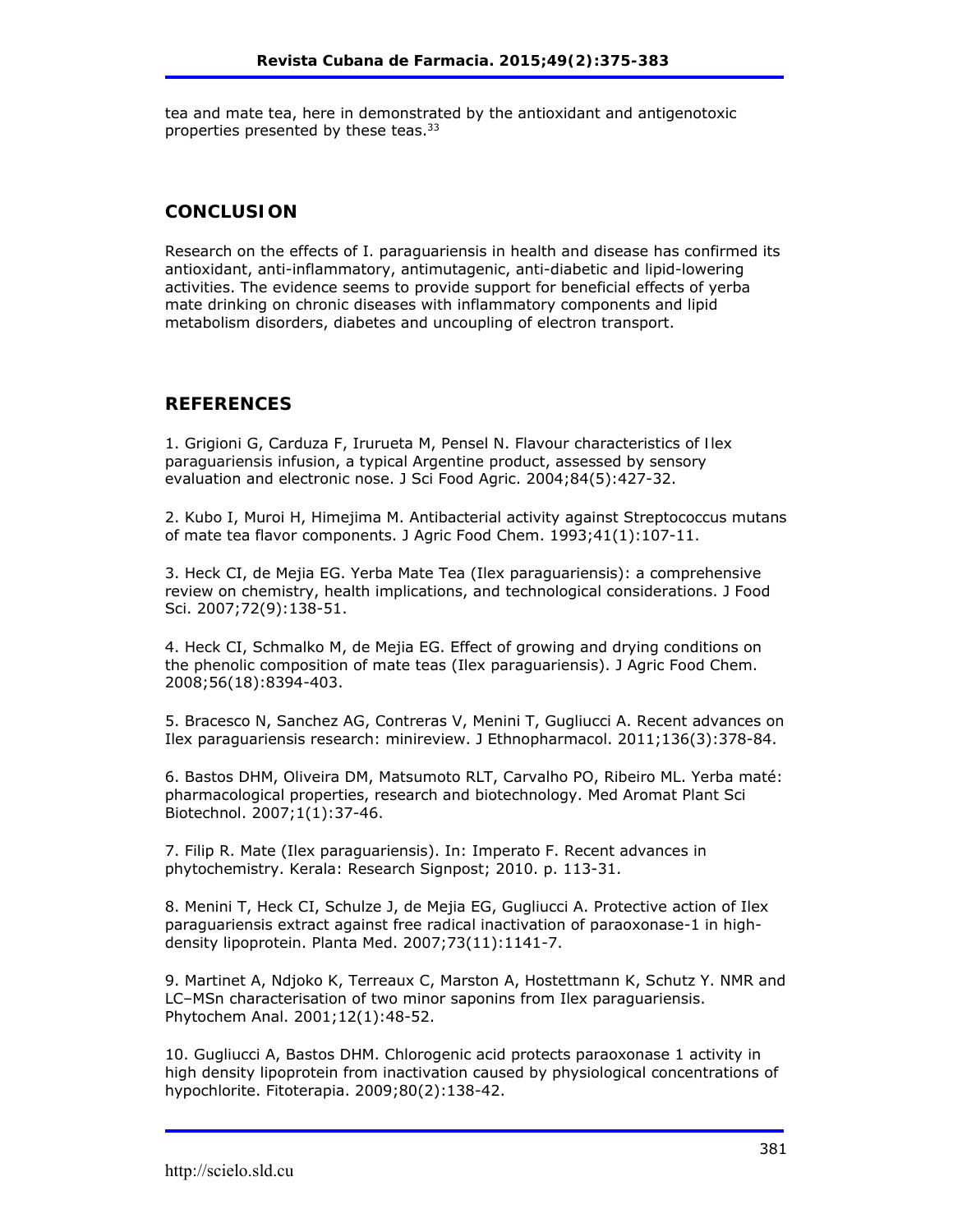tea and mate tea, here in demonstrated by the antioxidant and antigenotoxic properties presented by these teas.[33]

## CONCLUSION

Research on the effects of I. paraguariensis in health and disease has confirmed its antioxidant, anti-inflammatory, antimutagenic, anti-diabetic and lipid-lowering activities. The evidence seems to provide support for beneficial effects of yerba mate drinking on chronic diseases with inflammatory components and lipid metabolism disorders, diabetes and uncoupling of electron transport.

## REFERENCES

1. Grigioni G, Carduza F, Irurueta M, Pensel N. Flavour characteristics of Ilex paraguariensis infusion, a typical Argentine product, assessed by sensory evaluation and electronic nose. J Sci Food Agric. 2004;84(5):427-32.

2. Kubo I, Muroi H, Himejima M. Antibacterial activity against Streptococcus mutans of mate tea flavor components. J Agric Food Chem. 1993;41(1):107-11.

3. Heck CI, de Mejia EG. Yerba Mate Tea (Ilex paraguariensis): a comprehensive review on chemistry, health implications, and technological considerations. J Food Sci. 2007;72(9):138-51.

4. Heck CI, Schmalko M, de Mejia EG. Effect of growing and drying conditions on the phenolic composition of mate teas (Ilex paraguariensis). J Agric Food Chem. 2008;56(18):8394-403.

5. Bracesco N, Sanchez AG, Contreras V, Menini T, Gugliucci A. Recent advances on Ilex paraguariensis research: minireview. J Ethnopharmacol. 2011;136(3):378-84.

6. Bastos DHM, Oliveira DM, Matsumoto RLT, Carvalho PO, Ribeiro ML. Yerba maté: pharmacological properties, research and biotechnology. Med Aromat Plant Sci Biotechnol. 2007;1(1):37-46.

7. Filip R. Mate (Ilex paraguariensis). In: Imperato F. Recent advances in phytochemistry. Kerala: Research Signpost; 2010. p. 113-31.

8. Menini T, Heck CI, Schulze J, de Mejia EG, Gugliucci A. Protective action of Ilex paraguariensis extract against free radical inactivation of paraoxonase-1 in high-density lipoprotein. Planta Med. 2007;73(11):1141-7.

9. Martinet A, Ndjoko K, Terreaux C, Marston A, Hostettmann K, Schutz Y. NMR and LC–MSn characterisation of two minor saponins from Ilex paraguariensis. Phytochem Anal. 2001;12(1):48-52.

10. Gugliucci A, Bastos DHM. Chlorogenic acid protects paraoxonase 1 activity in high density lipoprotein from inactivation caused by physiological concentrations of hypochlorite. Fitoterapia. 2009;80(2):138-42.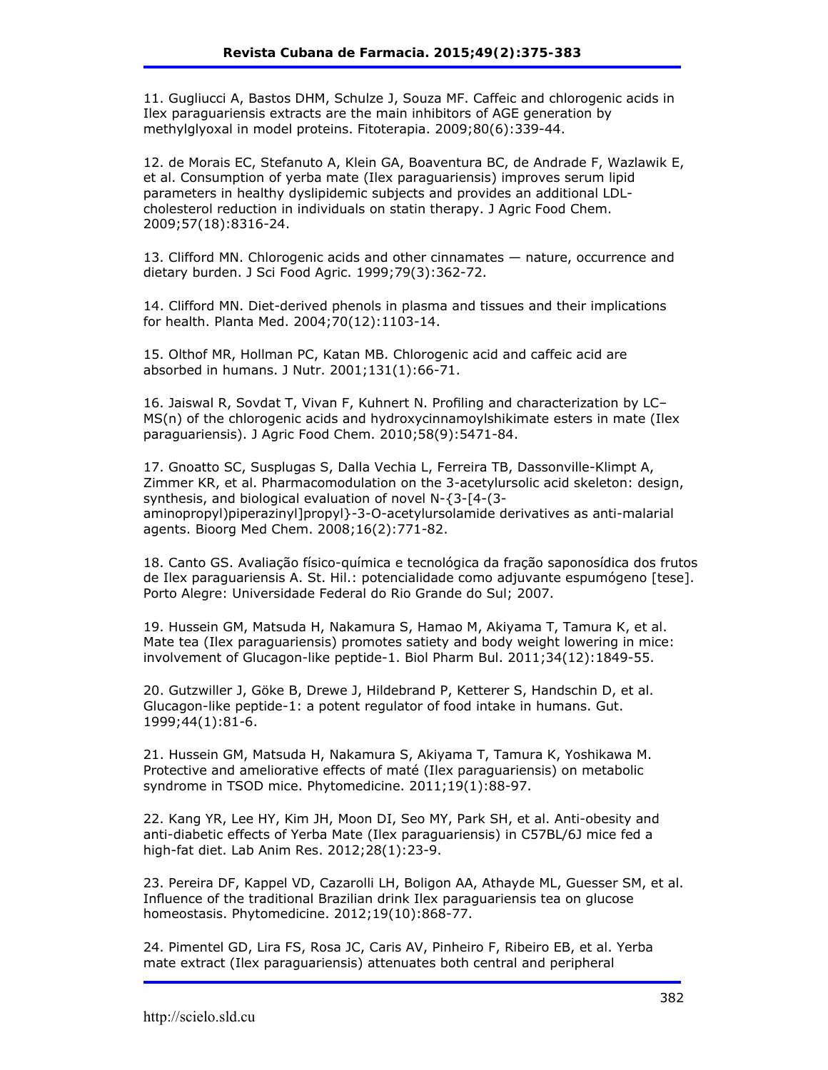11. Gugliucci A, Bastos DHM, Schulze J, Souza MF. Caffeic and chlorogenic acids in Ilex paraguariensis extracts are the main inhibitors of AGE generation by methylglyoxal in model proteins. Fitoterapia. 2009;80(6):339-44.

12. de Morais EC, Stefanuto A, Klein GA, Boaventura BC, de Andrade F, Wazlawik E, et al. Consumption of yerba mate (Ilex paraguariensis) improves serum lipid parameters in healthy dyslipidemic subjects and provides an additional LDL-cholesterol reduction in individuals on statin therapy. J Agric Food Chem. 2009;57(18):8316-24.

13. Clifford MN. Chlorogenic acids and other cinnamates — nature, occurrence and dietary burden. J Sci Food Agric. 1999;79(3):362-72.

14. Clifford MN. Diet-derived phenols in plasma and tissues and their implications for health. Planta Med. 2004;70(12):1103-14.

15. Olthof MR, Hollman PC, Katan MB. Chlorogenic acid and caffeic acid are absorbed in humans. J Nutr. 2001;131(1):66-71.

16. Jaiswal R, Sovdat T, Vivan F, Kuhnert N. Profiling and characterization by LC–MS(n) of the chlorogenic acids and hydroxycinnamoylshikimate esters in mate (Ilex paraguariensis). J Agric Food Chem. 2010;58(9):5471-84.

17. Gnoatto SC, Susplugas S, Dalla Vechia L, Ferreira TB, Dassonville-Klimpt A, Zimmer KR, et al. Pharmacomodulation on the 3-acetylursolic acid skeleton: design, synthesis, and biological evaluation of novel N-{3-[4-(3-aminopropyl)piperazinyl]propyl}-3-O-acetylursolamide derivatives as anti-malarial agents. Bioorg Med Chem. 2008;16(2):771-82.

18. Canto GS. Avaliação físico-química e tecnológica da fração saponosídica dos frutos de Ilex paraguariensis A. St. Hil.: potencialidade como adjuvante espumógeno [tese]. Porto Alegre: Universidade Federal do Rio Grande do Sul; 2007.

19. Hussein GM, Matsuda H, Nakamura S, Hamao M, Akiyama T, Tamura K, et al. Mate tea (Ilex paraguariensis) promotes satiety and body weight lowering in mice: involvement of Glucagon-like peptide-1. Biol Pharm Bul. 2011;34(12):1849-55.

20. Gutzwiller J, Göke B, Drewe J, Hildebrand P, Ketterer S, Handschin D, et al. Glucagon-like peptide-1: a potent regulator of food intake in humans. Gut. 1999;44(1):81-6.

21. Hussein GM, Matsuda H, Nakamura S, Akiyama T, Tamura K, Yoshikawa M. Protective and ameliorative effects of maté (Ilex paraguariensis) on metabolic syndrome in TSOD mice. Phytomedicine. 2011;19(1):88-97.

22. Kang YR, Lee HY, Kim JH, Moon DI, Seo MY, Park SH, et al. Anti-obesity and anti-diabetic effects of Yerba Mate (Ilex paraguariensis) in C57BL/6J mice fed a high-fat diet. Lab Anim Res. 2012;28(1):23-9.

23. Pereira DF, Kappel VD, Cazarolli LH, Boligon AA, Athayde ML, Guesser SM, et al. Influence of the traditional Brazilian drink Ilex paraguariensis tea on glucose homeostasis. Phytomedicine. 2012;19(10):868-77.

24. Pimentel GD, Lira FS, Rosa JC, Caris AV, Pinheiro F, Ribeiro EB, et al. Yerba mate extract (Ilex paraguariensis) attenuates both central and peripheral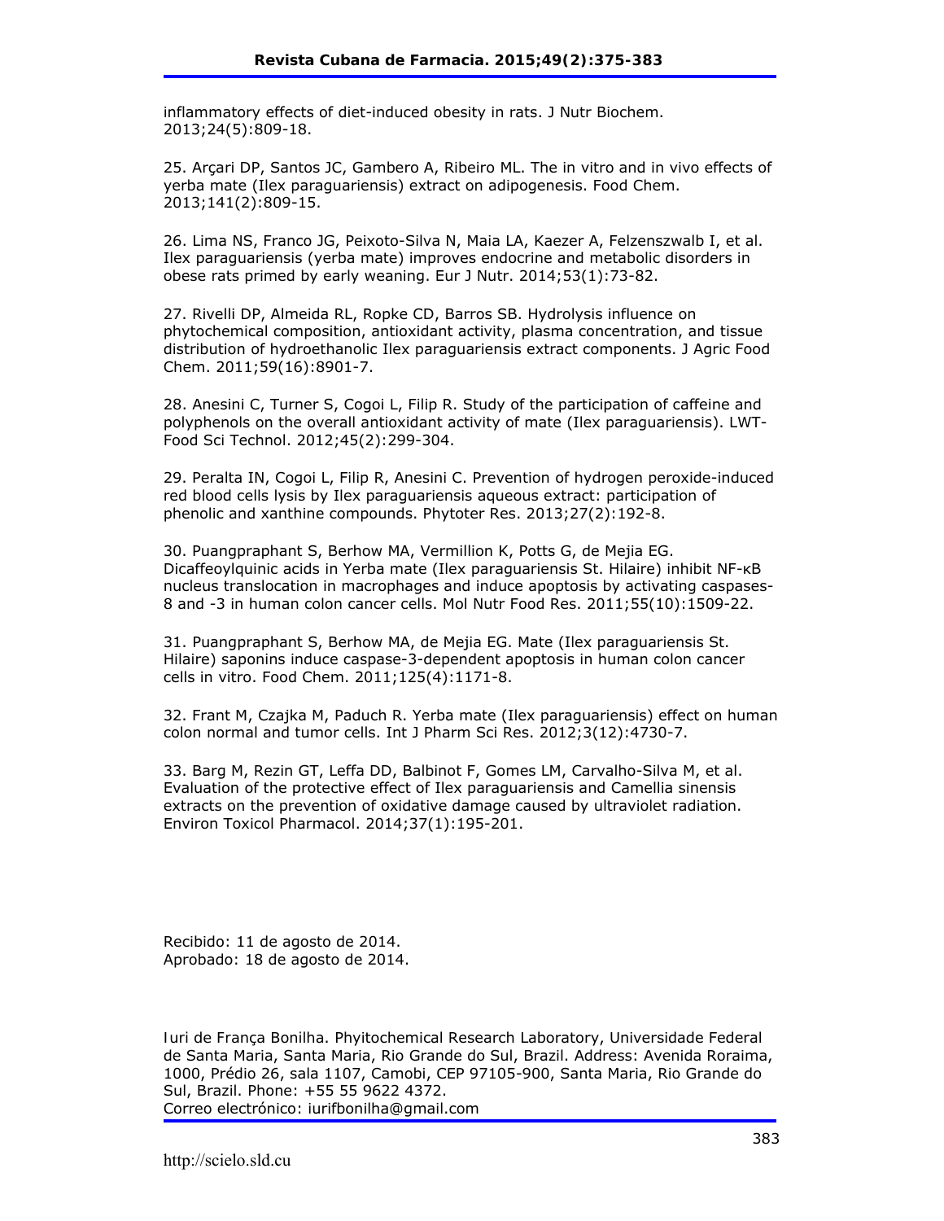inflammatory effects of diet-induced obesity in rats. J Nutr Biochem. 2013;24(5):809-18.

25. Arçari DP, Santos JC, Gambero A, Ribeiro ML. The in vitro and in vivo effects of yerba mate (Ilex paraguariensis) extract on adipogenesis. Food Chem. 2013;141(2):809-15.

26. Lima NS, Franco JG, Peixoto-Silva N, Maia LA, Kaezer A, Felzenszwalb I, et al. Ilex paraguariensis (yerba mate) improves endocrine and metabolic disorders in obese rats primed by early weaning. Eur J Nutr. 2014;53(1):73-82.

27. Rivelli DP, Almeida RL, Ropke CD, Barros SB. Hydrolysis influence on phytochemical composition, antioxidant activity, plasma concentration, and tissue distribution of hydroethanolic Ilex paraguariensis extract components. J Agric Food Chem. 2011;59(16):8901-7.

28. Anesini C, Turner S, Cogoi L, Filip R. Study of the participation of caffeine and polyphenols on the overall antioxidant activity of mate (Ilex paraguariensis). LWT-Food Sci Technol. 2012;45(2):299-304.

29. Peralta IN, Cogoi L, Filip R, Anesini C. Prevention of hydrogen peroxide-induced red blood cells lysis by Ilex paraguariensis aqueous extract: participation of phenolic and xanthine compounds. Phytoter Res. 2013;27(2):192-8.

30. Puangpraphant S, Berhow MA, Vermillion K, Potts G, de Mejia EG. Dicaffeoylquinic acids in Yerba mate (Ilex paraguariensis St. Hilaire) inhibit NF-κB nucleus translocation in macrophages and induce apoptosis by activating caspases-8 and -3 in human colon cancer cells. Mol Nutr Food Res. 2011;55(10):1509-22.

31. Puangpraphant S, Berhow MA, de Mejia EG. Mate (Ilex paraguariensis St. Hilaire) saponins induce caspase-3-dependent apoptosis in human colon cancer cells in vitro. Food Chem. 2011;125(4):1171-8.

32. Frant M, Czajka M, Paduch R. Yerba mate (Ilex paraguariensis) effect on human colon normal and tumor cells. Int J Pharm Sci Res. 2012;3(12):4730-7.

33. Barg M, Rezin GT, Leffa DD, Balbinot F, Gomes LM, Carvalho-Silva M, et al. Evaluation of the protective effect of Ilex paraguariensis and Camellia sinensis extracts on the prevention of oxidative damage caused by ultraviolet radiation. Environ Toxicol Pharmacol. 2014;37(1):195-201.

Recibido: 11 de agosto de 2014.
Aprobado: 18 de agosto de 2014.

Iuri de França Bonilha. Phyitochemical Research Laboratory, Universidade Federal de Santa Maria, Santa Maria, Rio Grande do Sul, Brazil. Address: Avenida Roraima, 1000, Prédio 26, sala 1107, Camobi, CEP 97105-900, Santa Maria, Rio Grande do Sul, Brazil. Phone: +55 55 9622 4372.
Correo electrónico: iurifbonilha@gmail.com